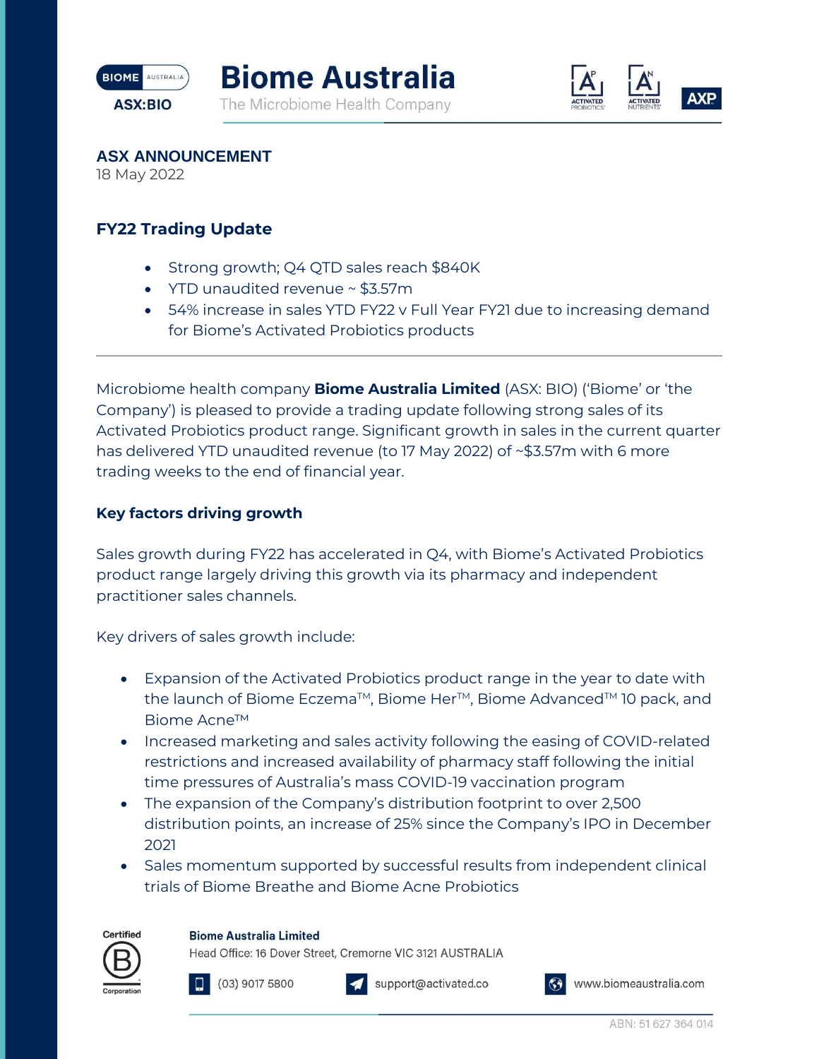# Biome Australia

The Microbiome Health Company

ASX:BIO

## ASX ANNOUNCEMENT

18 May 2022

### FY22 Trading Update

- Strong growth; Q4 QTD sales reach $840K
- YTD unaudited revenue ~ $3.57m
- 54% increase in sales YTD FY22 v Full Year FY21 due to increasing demand for Biome's Activated Probiotics products

---

Microbiome health company **Biome Australia Limited** (ASX: BIO) ('Biome' or 'the Company') is pleased to provide a trading update following strong sales of its Activated Probiotics product range. Significant growth in sales in the current quarter has delivered YTD unaudited revenue (to 17 May 2022) of ~$3.57m with 6 more trading weeks to the end of financial year.

### Key factors driving growth

Sales growth during FY22 has accelerated in Q4, with Biome's Activated Probiotics product range largely driving this growth via its pharmacy and independent practitioner sales channels.

Key drivers of sales growth include:

- Expansion of the Activated Probiotics product range in the year to date with the launch of Biome Eczema™, Biome Her™, Biome Advanced™ 10 pack, and Biome Acne™
- Increased marketing and sales activity following the easing of COVID-related restrictions and increased availability of pharmacy staff following the initial time pressures of Australia's mass COVID-19 vaccination program
- The expansion of the Company's distribution footprint to over 2,500 distribution points, an increase of 25% since the Company's IPO in December 2021
- Sales momentum supported by successful results from independent clinical trials of Biome Breathe and Biome Acne Probiotics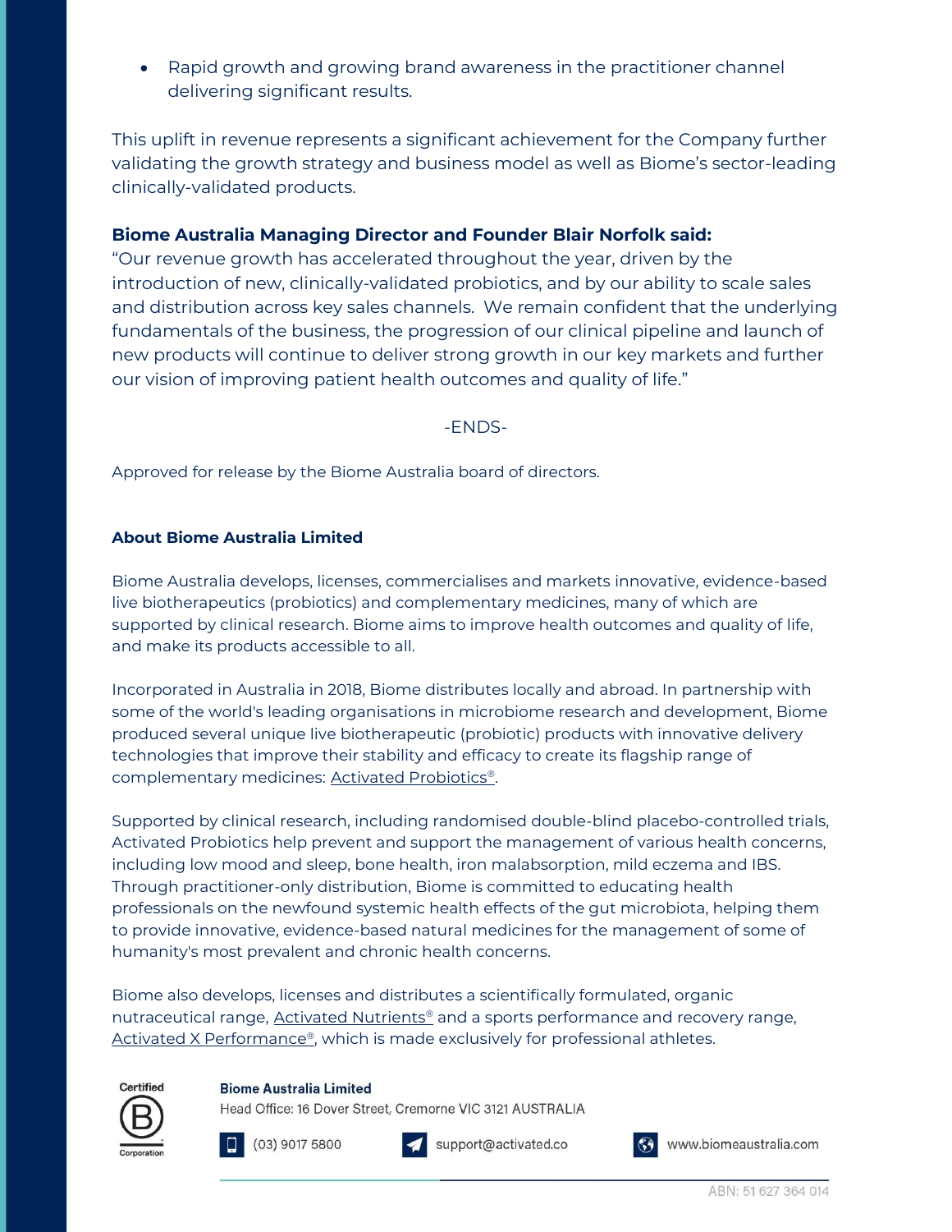- Rapid growth and growing brand awareness in the practitioner channel delivering significant results.

This uplift in revenue represents a significant achievement for the Company further validating the growth strategy and business model as well as Biome's sector-leading clinically-validated products.

**Biome Australia Managing Director and Founder Blair Norfolk said:**
"Our revenue growth has accelerated throughout the year, driven by the introduction of new, clinically-validated probiotics, and by our ability to scale sales and distribution across key sales channels. We remain confident that the underlying fundamentals of the business, the progression of our clinical pipeline and launch of new products will continue to deliver strong growth in our key markets and further our vision of improving patient health outcomes and quality of life."

-ENDS-

Approved for release by the Biome Australia board of directors.

**About Biome Australia Limited**

Biome Australia develops, licenses, commercialises and markets innovative, evidence-based live biotherapeutics (probiotics) and complementary medicines, many of which are supported by clinical research. Biome aims to improve health outcomes and quality of life, and make its products accessible to all.

Incorporated in Australia in 2018, Biome distributes locally and abroad. In partnership with some of the world's leading organisations in microbiome research and development, Biome produced several unique live biotherapeutic (probiotic) products with innovative delivery technologies that improve their stability and efficacy to create its flagship range of complementary medicines: Activated Probiotics®.

Supported by clinical research, including randomised double-blind placebo-controlled trials, Activated Probiotics help prevent and support the management of various health concerns, including low mood and sleep, bone health, iron malabsorption, mild eczema and IBS. Through practitioner-only distribution, Biome is committed to educating health professionals on the newfound systemic health effects of the gut microbiota, helping them to provide innovative, evidence-based natural medicines for the management of some of humanity's most prevalent and chronic health concerns.

Biome also develops, licenses and distributes a scientifically formulated, organic nutraceutical range, Activated Nutrients® and a sports performance and recovery range, Activated X Performance®, which is made exclusively for professional athletes.

Certified B Corporation

**Biome Australia Limited**
Head Office: 16 Dover Street, Cremorne VIC 3121 AUSTRALIA

(03) 9017 5800 | support@activated.co | www.biomeaustralia.com

ABN: 51 627 364 014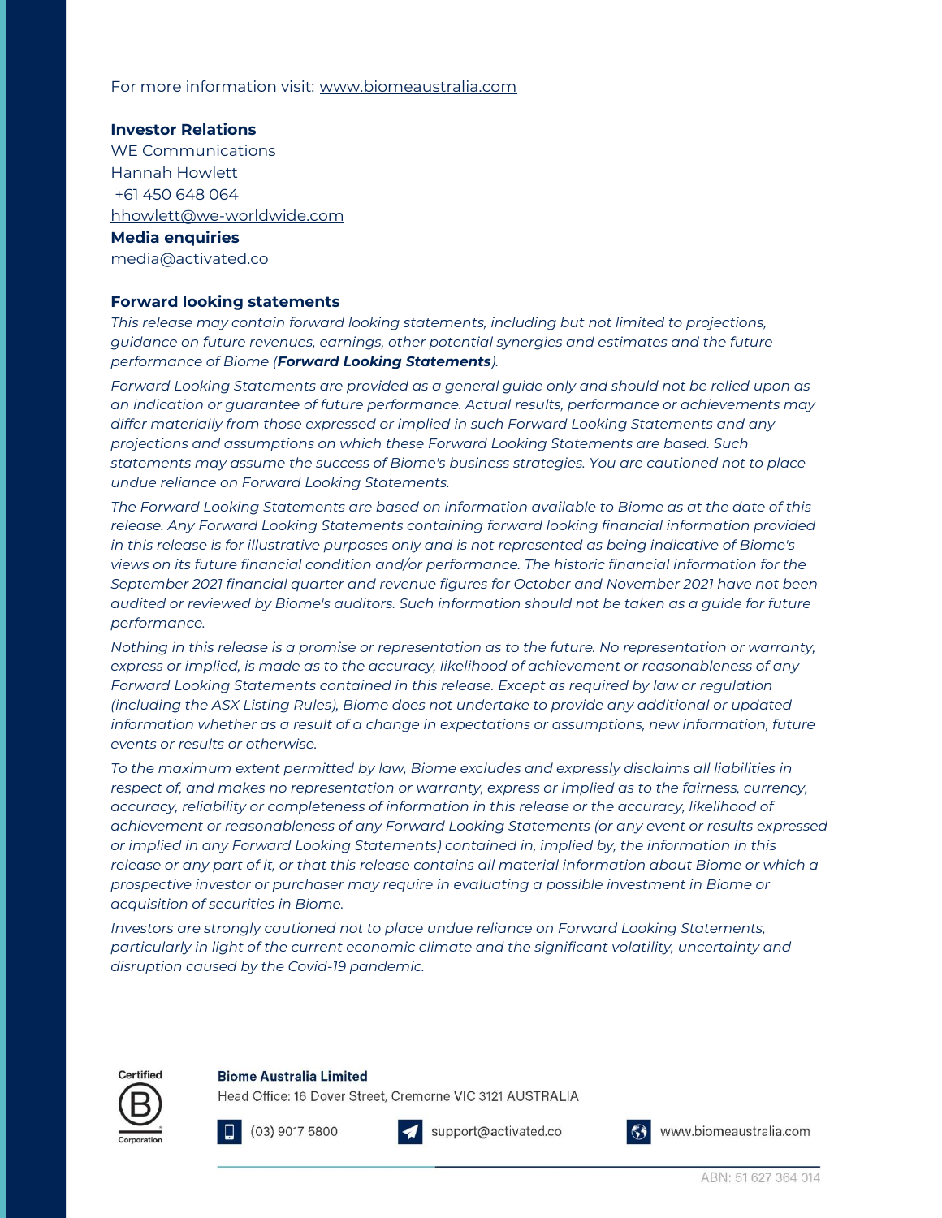For more information visit: www.biomeaustralia.com

**Investor Relations**
WE Communications
Hannah Howlett
+61 450 648 064
hhowlett@we-worldwide.com

**Media enquiries**
media@activated.co

### Forward looking statements

*This release may contain forward looking statements, including but not limited to projections, guidance on future revenues, earnings, other potential synergies and estimates and the future performance of Biome (**Forward Looking Statements**).*

*Forward Looking Statements are provided as a general guide only and should not be relied upon as an indication or guarantee of future performance. Actual results, performance or achievements may differ materially from those expressed or implied in such Forward Looking Statements and any projections and assumptions on which these Forward Looking Statements are based. Such statements may assume the success of Biome's business strategies. You are cautioned not to place undue reliance on Forward Looking Statements.*

*The Forward Looking Statements are based on information available to Biome as at the date of this release. Any Forward Looking Statements containing forward looking financial information provided in this release is for illustrative purposes only and is not represented as being indicative of Biome's views on its future financial condition and/or performance. The historic financial information for the September 2021 financial quarter and revenue figures for October and November 2021 have not been audited or reviewed by Biome's auditors. Such information should not be taken as a guide for future performance.*

*Nothing in this release is a promise or representation as to the future. No representation or warranty, express or implied, is made as to the accuracy, likelihood of achievement or reasonableness of any Forward Looking Statements contained in this release. Except as required by law or regulation (including the ASX Listing Rules), Biome does not undertake to provide any additional or updated information whether as a result of a change in expectations or assumptions, new information, future events or results or otherwise.*

*To the maximum extent permitted by law, Biome excludes and expressly disclaims all liabilities in respect of, and makes no representation or warranty, express or implied as to the fairness, currency, accuracy, reliability or completeness of information in this release or the accuracy, likelihood of achievement or reasonableness of any Forward Looking Statements (or any event or results expressed or implied in any Forward Looking Statements) contained in, implied by, the information in this release or any part of it, or that this release contains all material information about Biome or which a prospective investor or purchaser may require in evaluating a possible investment in Biome or acquisition of securities in Biome.*

*Investors are strongly cautioned not to place undue reliance on Forward Looking Statements, particularly in light of the current economic climate and the significant volatility, uncertainty and disruption caused by the Covid-19 pandemic.*

Certified B Corporation

**Biome Australia Limited**
Head Office: 16 Dover Street, Cremorne VIC 3121 AUSTRALIA

(03) 9017 5800 | support@activated.co | www.biomeaustralia.com

ABN: 51 627 364 014